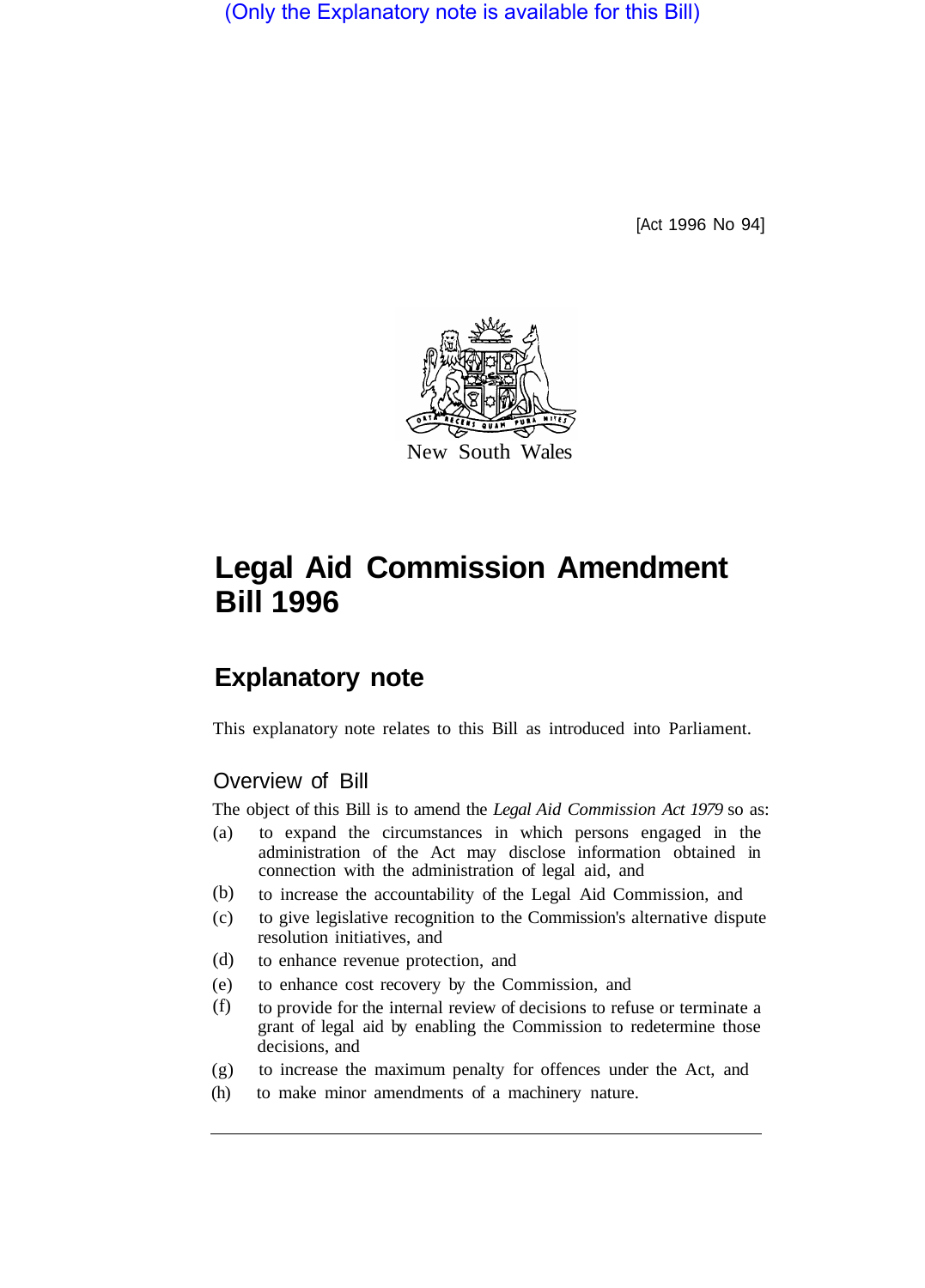(Only the Explanatory note is available for this Bill)

[Act 1996 No 94]

New South Wales

# Legal Aid Commission Amendment Bill 1996

## Explanatory note

This explanatory note relates to this Bill as introduced into Parliament.

### Overview of Bill

The object of this Bill is to amend the *Legal Aid Commission Act 1979* so as:

(a) to expand the circumstances in which persons engaged in the administration of the Act may disclose information obtained in connection with the administration of legal aid, and

(b) to increase the accountability of the Legal Aid Commission, and

(c) to give legislative recognition to the Commission's alternative dispute resolution initiatives, and

(d) to enhance revenue protection, and

(e) to enhance cost recovery by the Commission, and

(f) to provide for the internal review of decisions to refuse or terminate a grant of legal aid by enabling the Commission to redetermine those decisions, and

(g) to increase the maximum penalty for offences under the Act, and

(h) to make minor amendments of a machinery nature.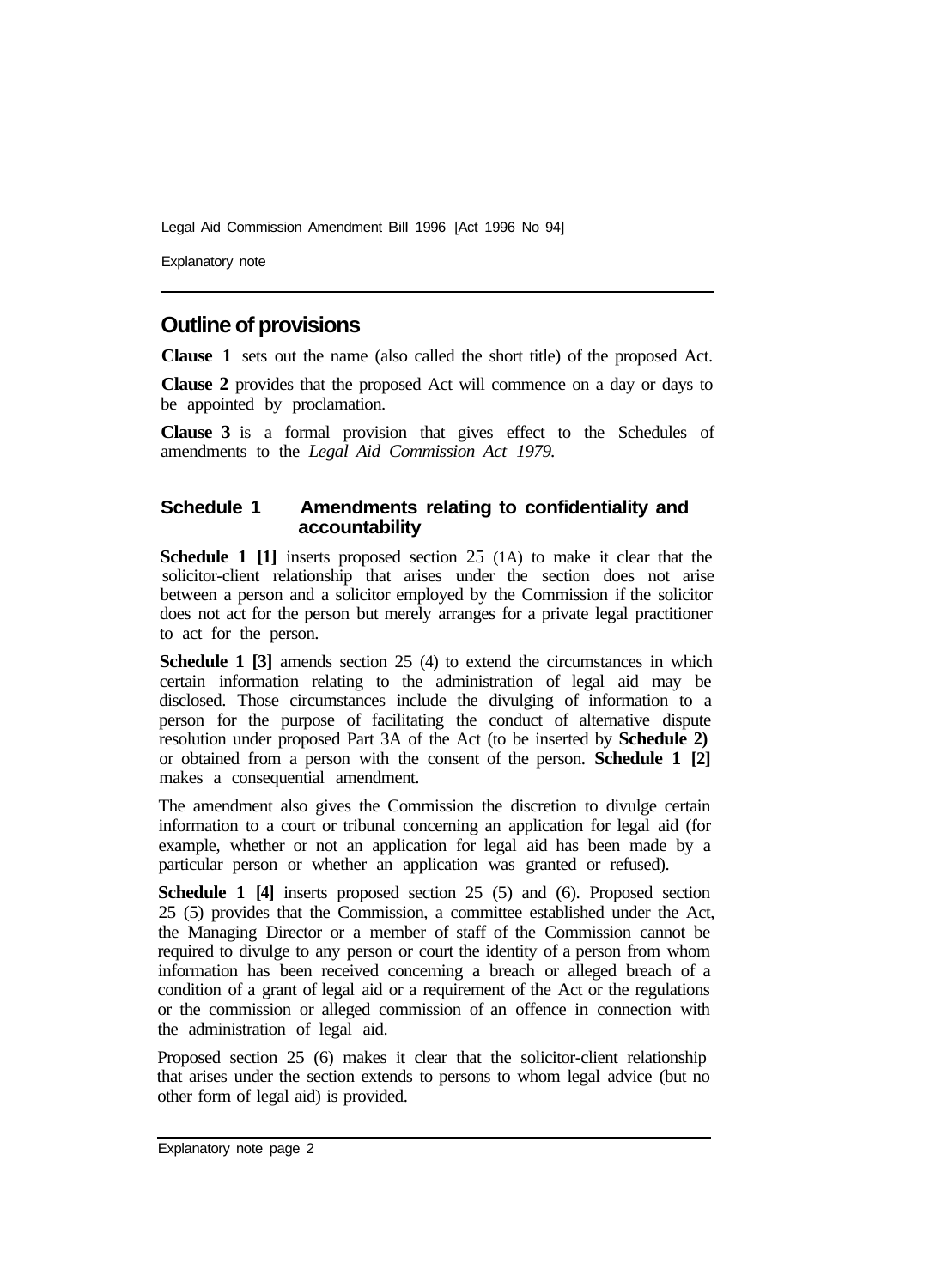## Outline of provisions

**Clause 1** sets out the name (also called the short title) of the proposed Act.

**Clause 2** provides that the proposed Act will commence on a day or days to be appointed by proclamation.

**Clause 3** is a formal provision that gives effect to the Schedules of amendments to the *Legal Aid Commission Act 1979.*

### Schedule 1 Amendments relating to confidentiality and accountability

**Schedule 1 [1]** inserts proposed section 25 (1A) to make it clear that the solicitor-client relationship that arises under the section does not arise between a person and a solicitor employed by the Commission if the solicitor does not act for the person but merely arranges for a private legal practitioner to act for the person.

**Schedule 1 [3]** amends section 25 (4) to extend the circumstances in which certain information relating to the administration of legal aid may be disclosed. Those circumstances include the divulging of information to a person for the purpose of facilitating the conduct of alternative dispute resolution under proposed Part 3A of the Act (to be inserted by **Schedule 2)** or obtained from a person with the consent of the person. **Schedule 1 [2]** makes a consequential amendment.

The amendment also gives the Commission the discretion to divulge certain information to a court or tribunal concerning an application for legal aid (for example, whether or not an application for legal aid has been made by a particular person or whether an application was granted or refused).

**Schedule 1 [4]** inserts proposed section 25 (5) and (6). Proposed section 25 (5) provides that the Commission, a committee established under the Act, the Managing Director or a member of staff of the Commission cannot be required to divulge to any person or court the identity of a person from whom information has been received concerning a breach or alleged breach of a condition of a grant of legal aid or a requirement of the Act or the regulations or the commission or alleged commission of an offence in connection with the administration of legal aid.

Proposed section 25 (6) makes it clear that the solicitor-client relationship that arises under the section extends to persons to whom legal advice (but no other form of legal aid) is provided.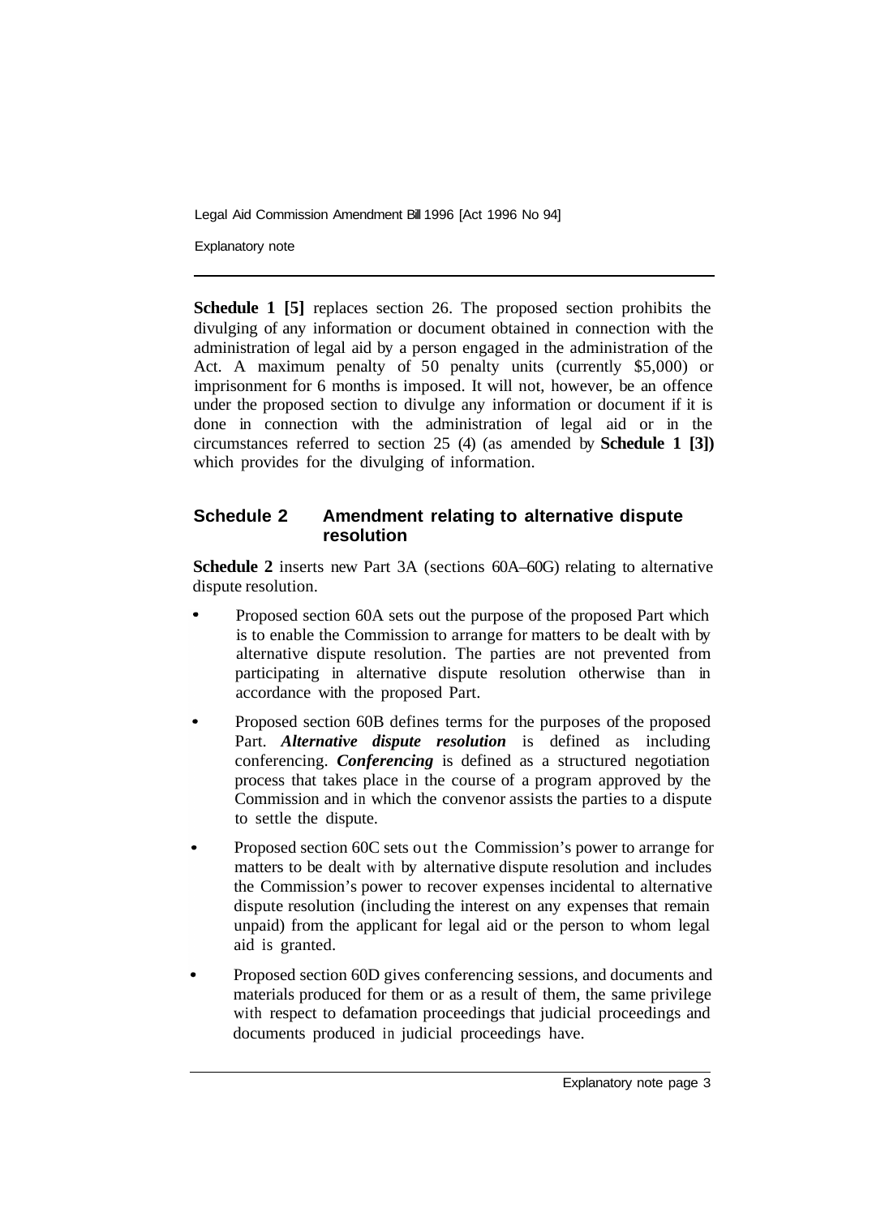**Schedule 1 [5]** replaces section 26. The proposed section prohibits the divulging of any information or document obtained in connection with the administration of legal aid by a person engaged in the administration of the Act. A maximum penalty of 50 penalty units (currently $5,000) or imprisonment for 6 months is imposed. It will not, however, be an offence under the proposed section to divulge any information or document if it is done in connection with the administration of legal aid or in the circumstances referred to section 25 (4) (as amended by **Schedule 1 [3])** which provides for the divulging of information.

## Schedule 2 Amendment relating to alternative dispute resolution

**Schedule 2** inserts new Part 3A (sections 60A–60G) relating to alternative dispute resolution.

- Proposed section 60A sets out the purpose of the proposed Part which is to enable the Commission to arrange for matters to be dealt with by alternative dispute resolution. The parties are not prevented from participating in alternative dispute resolution otherwise than in accordance with the proposed Part.
- Proposed section 60B defines terms for the purposes of the proposed Part. ***Alternative dispute resolution*** is defined as including conferencing. ***Conferencing*** is defined as a structured negotiation process that takes place in the course of a program approved by the Commission and in which the convenor assists the parties to a dispute to settle the dispute.
- Proposed section 60C sets out the Commission's power to arrange for matters to be dealt with by alternative dispute resolution and includes the Commission's power to recover expenses incidental to alternative dispute resolution (including the interest on any expenses that remain unpaid) from the applicant for legal aid or the person to whom legal aid is granted.
- Proposed section 60D gives conferencing sessions, and documents and materials produced for them or as a result of them, the same privilege with respect to defamation proceedings that judicial proceedings and documents produced in judicial proceedings have.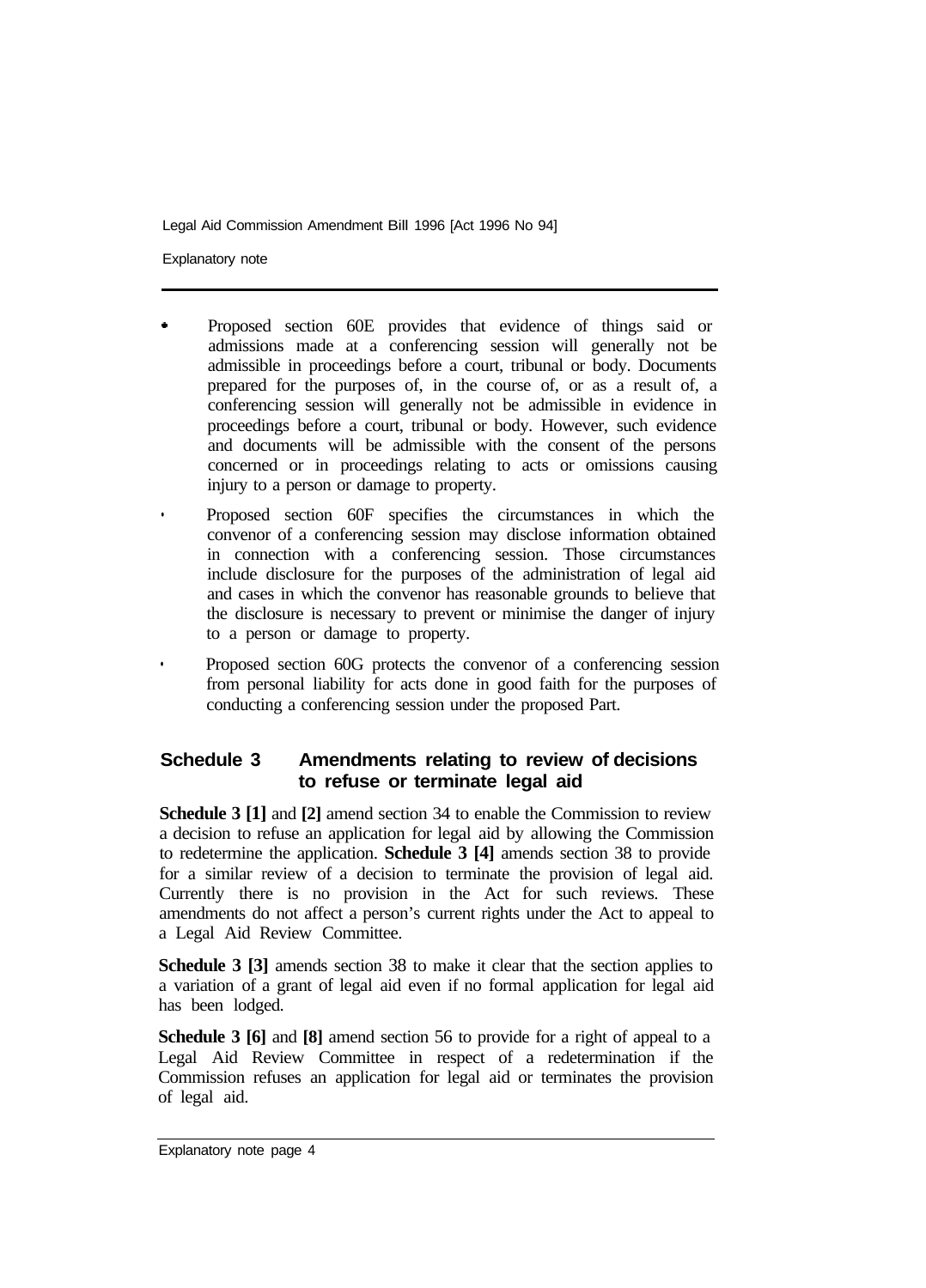- Proposed section 60E provides that evidence of things said or admissions made at a conferencing session will generally not be admissible in proceedings before a court, tribunal or body. Documents prepared for the purposes of, in the course of, or as a result of, a conferencing session will generally not be admissible in evidence in proceedings before a court, tribunal or body. However, such evidence and documents will be admissible with the consent of the persons concerned or in proceedings relating to acts or omissions causing injury to a person or damage to property.
- Proposed section 60F specifies the circumstances in which the convenor of a conferencing session may disclose information obtained in connection with a conferencing session. Those circumstances include disclosure for the purposes of the administration of legal aid and cases in which the convenor has reasonable grounds to believe that the disclosure is necessary to prevent or minimise the danger of injury to a person or damage to property.
- Proposed section 60G protects the convenor of a conferencing session from personal liability for acts done in good faith for the purposes of conducting a conferencing session under the proposed Part.

## Schedule 3 Amendments relating to review of decisions to refuse or terminate legal aid

**Schedule 3 [1]** and **[2]** amend section 34 to enable the Commission to review a decision to refuse an application for legal aid by allowing the Commission to redetermine the application. **Schedule 3 [4]** amends section 38 to provide for a similar review of a decision to terminate the provision of legal aid. Currently there is no provision in the Act for such reviews. These amendments do not affect a person's current rights under the Act to appeal to a Legal Aid Review Committee.

**Schedule 3 [3]** amends section 38 to make it clear that the section applies to a variation of a grant of legal aid even if no formal application for legal aid has been lodged.

**Schedule 3 [6]** and **[8]** amend section 56 to provide for a right of appeal to a Legal Aid Review Committee in respect of a redetermination if the Commission refuses an application for legal aid or terminates the provision of legal aid.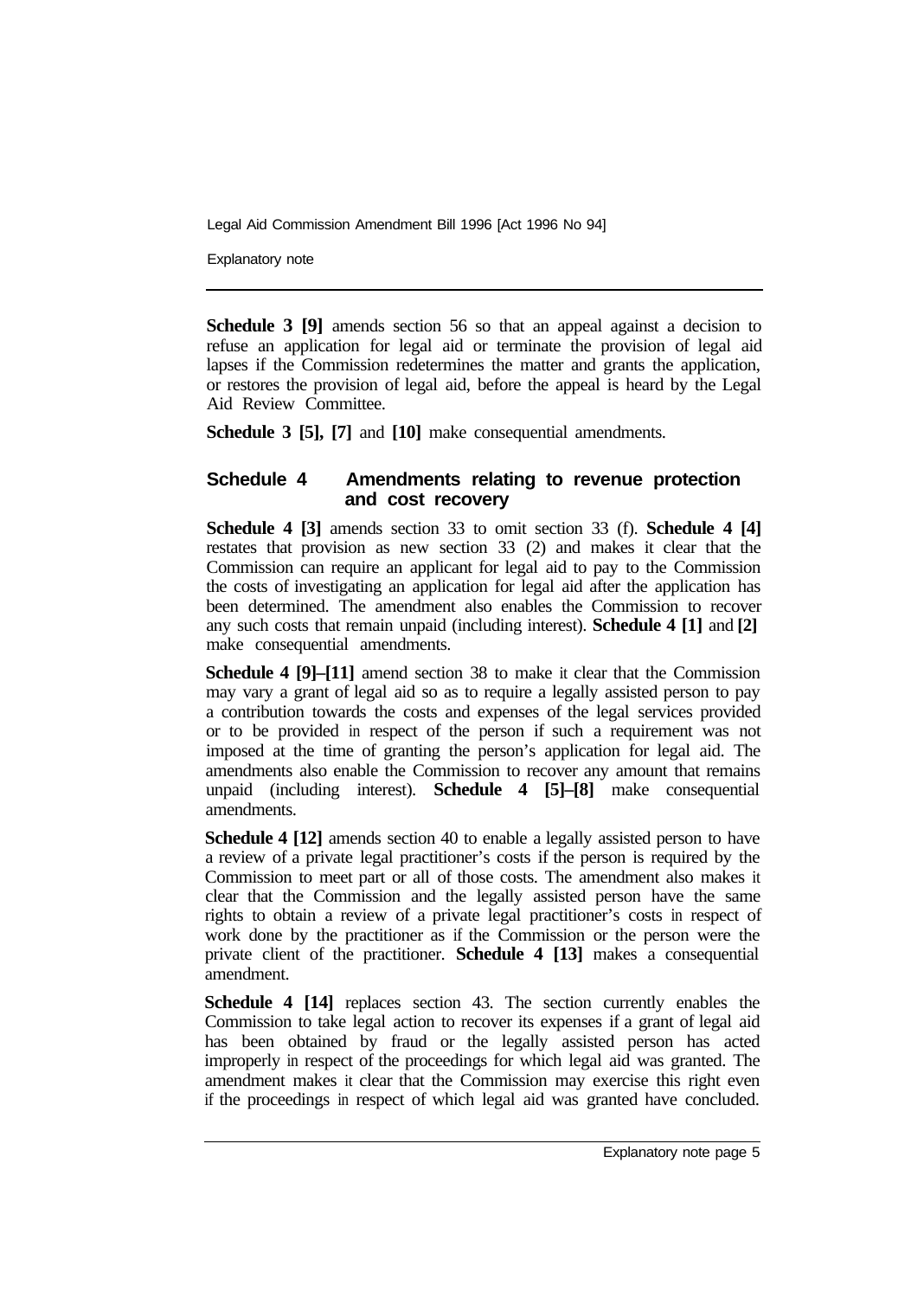**Schedule 3 [9]** amends section 56 so that an appeal against a decision to refuse an application for legal aid or terminate the provision of legal aid lapses if the Commission redetermines the matter and grants the application, or restores the provision of legal aid, before the appeal is heard by the Legal Aid Review Committee.

**Schedule 3 [5], [7]** and **[10]** make consequential amendments.

## Schedule 4 Amendments relating to revenue protection and cost recovery

**Schedule 4 [3]** amends section 33 to omit section 33 (f). **Schedule 4 [4]** restates that provision as new section 33 (2) and makes it clear that the Commission can require an applicant for legal aid to pay to the Commission the costs of investigating an application for legal aid after the application has been determined. The amendment also enables the Commission to recover any such costs that remain unpaid (including interest). **Schedule 4 [1]** and **[2]** make consequential amendments.

**Schedule 4 [9]–[11]** amend section 38 to make it clear that the Commission may vary a grant of legal aid so as to require a legally assisted person to pay a contribution towards the costs and expenses of the legal services provided or to be provided in respect of the person if such a requirement was not imposed at the time of granting the person's application for legal aid. The amendments also enable the Commission to recover any amount that remains unpaid (including interest). **Schedule 4 [5]–[8]** make consequential amendments.

**Schedule 4 [12]** amends section 40 to enable a legally assisted person to have a review of a private legal practitioner's costs if the person is required by the Commission to meet part or all of those costs. The amendment also makes it clear that the Commission and the legally assisted person have the same rights to obtain a review of a private legal practitioner's costs in respect of work done by the practitioner as if the Commission or the person were the private client of the practitioner. **Schedule 4 [13]** makes a consequential amendment.

**Schedule 4 [14]** replaces section 43. The section currently enables the Commission to take legal action to recover its expenses if a grant of legal aid has been obtained by fraud or the legally assisted person has acted improperly in respect of the proceedings for which legal aid was granted. The amendment makes it clear that the Commission may exercise this right even if the proceedings in respect of which legal aid was granted have concluded.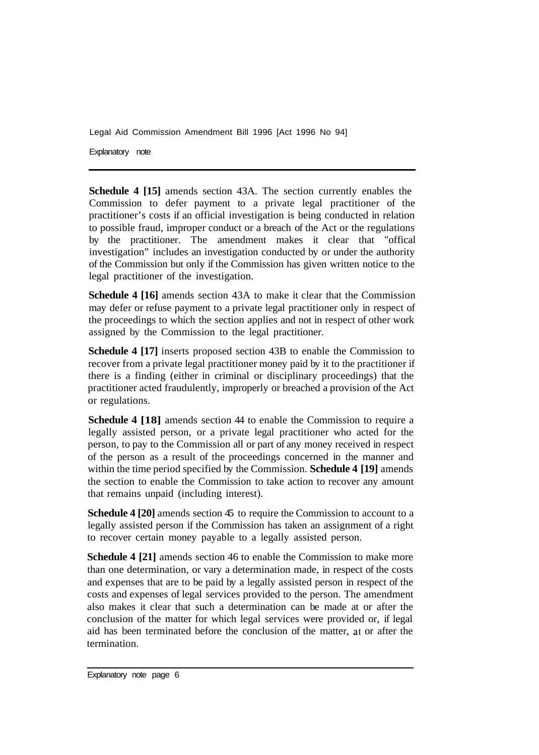**Schedule 4 [15]** amends section 43A. The section currently enables the Commission to defer payment to a private legal practitioner of the practitioner's costs if an official investigation is being conducted in relation to possible fraud, improper conduct or a breach of the Act or the regulations by the practitioner. The amendment makes it clear that "offical investigation" includes an investigation conducted by or under the authority of the Commission but only if the Commission has given written notice to the legal practitioner of the investigation.

**Schedule 4 [16]** amends section 43A to make it clear that the Commission may defer or refuse payment to a private legal practitioner only in respect of the proceedings to which the section applies and not in respect of other work assigned by the Commission to the legal practitioner.

**Schedule 4 [17]** inserts proposed section 43B to enable the Commission to recover from a private legal practitioner money paid by it to the practitioner if there is a finding (either in criminal or disciplinary proceedings) that the practitioner acted fraudulently, improperly or breached a provision of the Act or regulations.

**Schedule 4 [18]** amends section 44 to enable the Commission to require a legally assisted person, or a private legal practitioner who acted for the person, to pay to the Commission all or part of any money received in respect of the person as a result of the proceedings concerned in the manner and within the time period specified by the Commission. **Schedule 4 [19]** amends the section to enable the Commission to take action to recover any amount that remains unpaid (including interest).

**Schedule 4 [20]** amends section 45 to require the Commission to account to a legally assisted person if the Commission has taken an assignment of a right to recover certain money payable to a legally assisted person.

**Schedule 4 [21]** amends section 46 to enable the Commission to make more than one determination, or vary a determination made, in respect of the costs and expenses that are to be paid by a legally assisted person in respect of the costs and expenses of legal services provided to the person. The amendment also makes it clear that such a determination can be made at or after the conclusion of the matter for which legal services were provided or, if legal aid has been terminated before the conclusion of the matter, at or after the termination.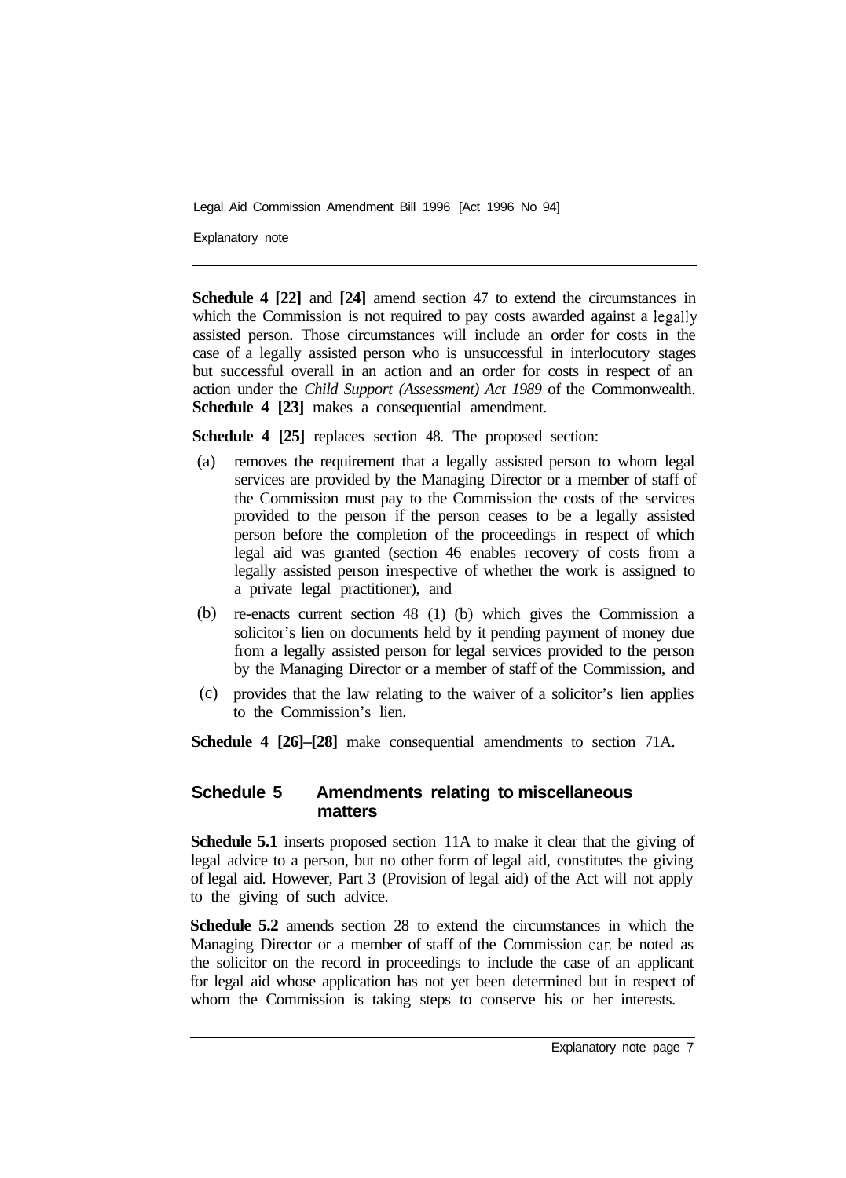**Schedule 4 [22]** and **[24]** amend section 47 to extend the circumstances in which the Commission is not required to pay costs awarded against a legally assisted person. Those circumstances will include an order for costs in the case of a legally assisted person who is unsuccessful in interlocutory stages but successful overall in an action and an order for costs in respect of an action under the *Child Support (Assessment) Act 1989* of the Commonwealth. **Schedule 4 [23]** makes a consequential amendment.

**Schedule 4 [25]** replaces section 48. The proposed section:

(a) removes the requirement that a legally assisted person to whom legal services are provided by the Managing Director or a member of staff of the Commission must pay to the Commission the costs of the services provided to the person if the person ceases to be a legally assisted person before the completion of the proceedings in respect of which legal aid was granted (section 46 enables recovery of costs from a legally assisted person irrespective of whether the work is assigned to a private legal practitioner), and

(b) re-enacts current section 48 (1) (b) which gives the Commission a solicitor's lien on documents held by it pending payment of money due from a legally assisted person for legal services provided to the person by the Managing Director or a member of staff of the Commission, and

(c) provides that the law relating to the waiver of a solicitor's lien applies to the Commission's lien.

**Schedule 4 [26]–[28]** make consequential amendments to section 71A.

## Schedule 5 Amendments relating to miscellaneous matters

**Schedule 5.1** inserts proposed section 11A to make it clear that the giving of legal advice to a person, but no other form of legal aid, constitutes the giving of legal aid. However, Part 3 (Provision of legal aid) of the Act will not apply to the giving of such advice.

**Schedule 5.2** amends section 28 to extend the circumstances in which the Managing Director or a member of staff of the Commission can be noted as the solicitor on the record in proceedings to include the case of an applicant for legal aid whose application has not yet been determined but in respect of whom the Commission is taking steps to conserve his or her interests.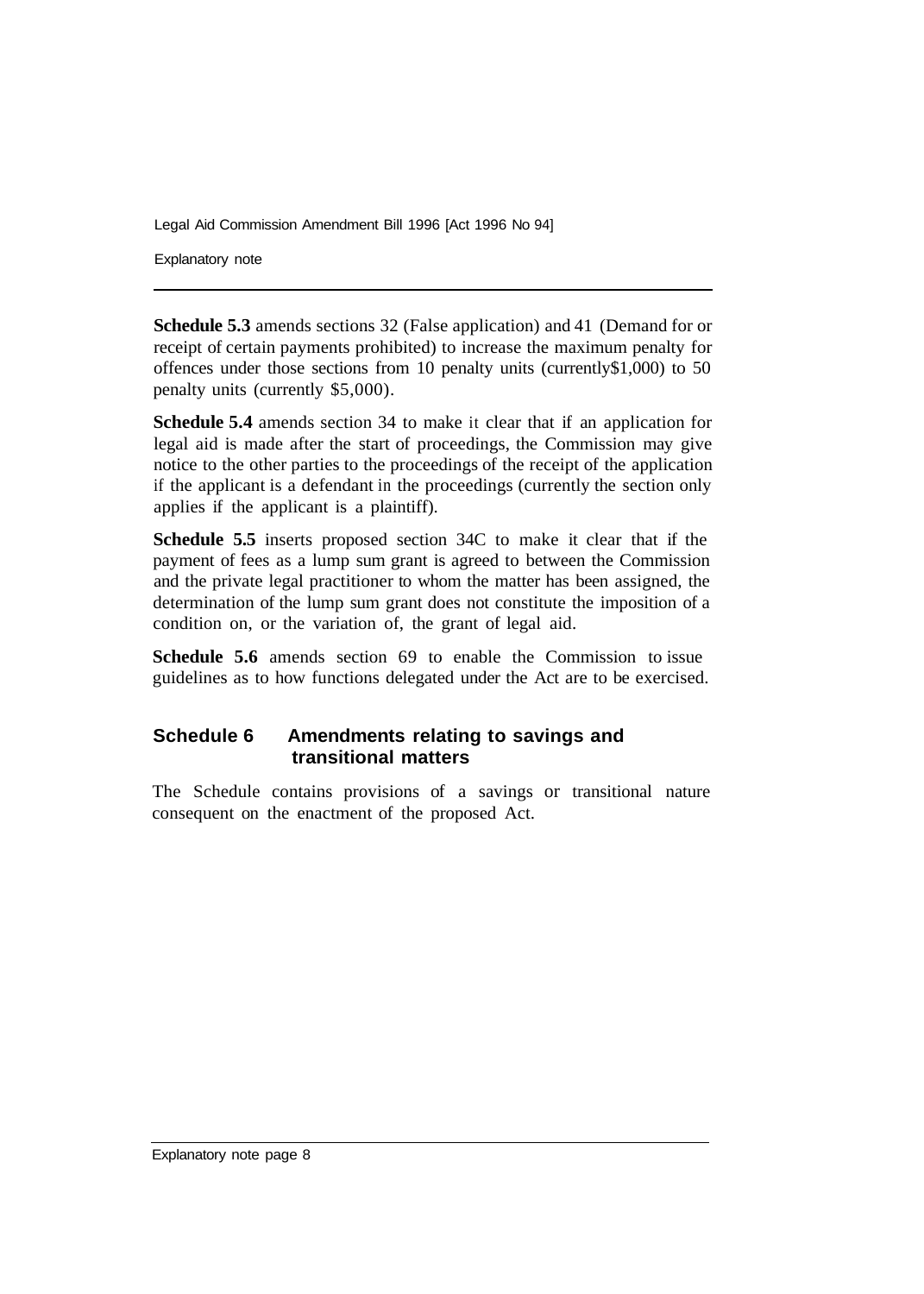**Schedule 5.3** amends sections 32 (False application) and 41 (Demand for or receipt of certain payments prohibited) to increase the maximum penalty for offences under those sections from 10 penalty units (currently$1,000) to 50 penalty units (currently $5,000).

**Schedule 5.4** amends section 34 to make it clear that if an application for legal aid is made after the start of proceedings, the Commission may give notice to the other parties to the proceedings of the receipt of the application if the applicant is a defendant in the proceedings (currently the section only applies if the applicant is a plaintiff).

**Schedule 5.5** inserts proposed section 34C to make it clear that if the payment of fees as a lump sum grant is agreed to between the Commission and the private legal practitioner to whom the matter has been assigned, the determination of the lump sum grant does not constitute the imposition of a condition on, or the variation of, the grant of legal aid.

**Schedule 5.6** amends section 69 to enable the Commission to issue guidelines as to how functions delegated under the Act are to be exercised.

## Schedule 6 Amendments relating to savings and transitional matters

The Schedule contains provisions of a savings or transitional nature consequent on the enactment of the proposed Act.